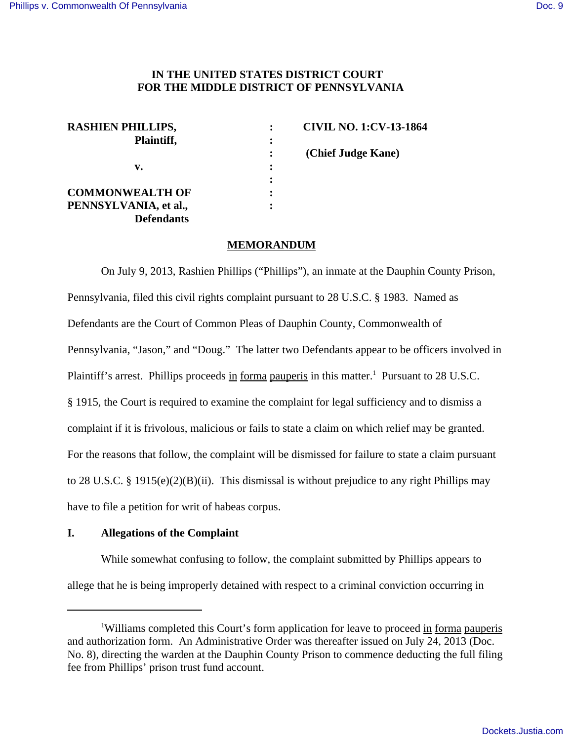# IN THE UNITED STATES DISTRICT COURT FOR THE MIDDLE DISTRICT OF PENNSYLVANIA

| | | |
|---|---|---|
| **RASHIEN PHILLIPS,** | : | **CIVIL NO. 1:CV-13-1864** |
| **Plaintiff,** | : | |
| | : | **(Chief Judge Kane)** |
| **v.** | : | |
| | : | |
| **COMMONWEALTH OF** | : | |
| **PENNSYLVANIA, et al.,** | : | |
| **Defendants** | | |

## MEMORANDUM

On July 9, 2013, Rashien Phillips ("Phillips"), an inmate at the Dauphin County Prison, Pennsylvania, filed this civil rights complaint pursuant to 28 U.S.C. § 1983. Named as Defendants are the Court of Common Pleas of Dauphin County, Commonwealth of Pennsylvania, "Jason," and "Doug." The latter two Defendants appear to be officers involved in Plaintiff's arrest. Phillips proceeds in forma pauperis in this matter.[1] Pursuant to 28 U.S.C. § 1915, the Court is required to examine the complaint for legal sufficiency and to dismiss a complaint if it is frivolous, malicious or fails to state a claim on which relief may be granted. For the reasons that follow, the complaint will be dismissed for failure to state a claim pursuant to 28 U.S.C. § 1915(e)(2)(B)(ii). This dismissal is without prejudice to any right Phillips may have to file a petition for writ of habeas corpus.

### I. Allegations of the Complaint

While somewhat confusing to follow, the complaint submitted by Phillips appears to allege that he is being improperly detained with respect to a criminal conviction occurring in

---

[1] Williams completed this Court's form application for leave to proceed in forma pauperis and authorization form. An Administrative Order was thereafter issued on July 24, 2013 (Doc. No. 8), directing the warden at the Dauphin County Prison to commence deducting the full filing fee from Phillips' prison trust fund account.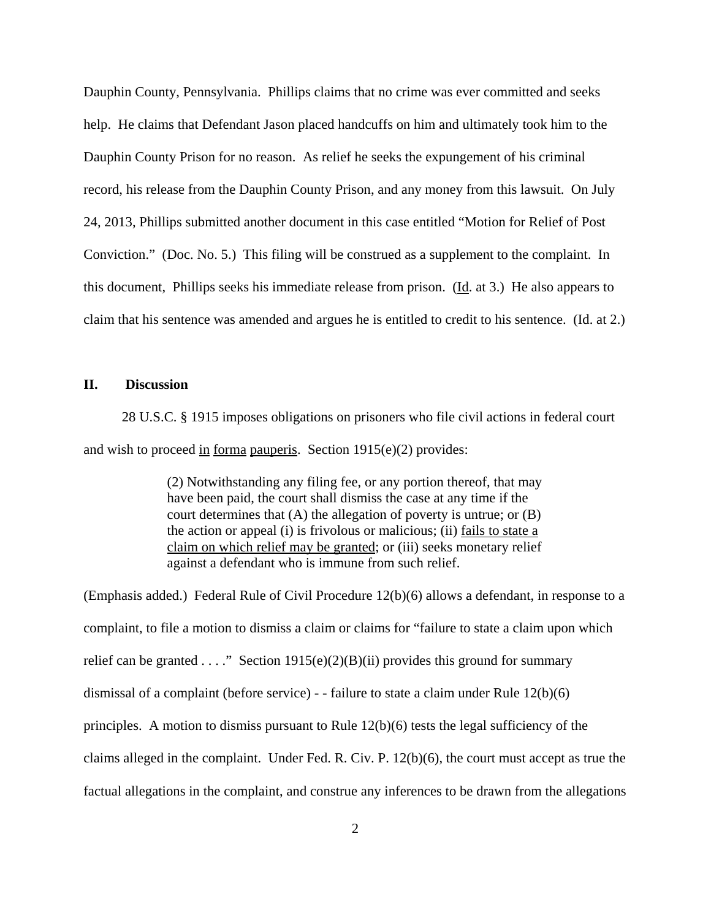Dauphin County, Pennsylvania. Phillips claims that no crime was ever committed and seeks help. He claims that Defendant Jason placed handcuffs on him and ultimately took him to the Dauphin County Prison for no reason. As relief he seeks the expungement of his criminal record, his release from the Dauphin County Prison, and any money from this lawsuit. On July 24, 2013, Phillips submitted another document in this case entitled "Motion for Relief of Post Conviction." (Doc. No. 5.) This filing will be construed as a supplement to the complaint. In this document, Phillips seeks his immediate release from prison. (Id. at 3.) He also appears to claim that his sentence was amended and argues he is entitled to credit to his sentence. (Id. at 2.)

## II. Discussion

28 U.S.C. § 1915 imposes obligations on prisoners who file civil actions in federal court and wish to proceed in forma pauperis. Section 1915(e)(2) provides:

> (2) Notwithstanding any filing fee, or any portion thereof, that may have been paid, the court shall dismiss the case at any time if the court determines that (A) the allegation of poverty is untrue; or (B) the action or appeal (i) is frivolous or malicious; (ii) fails to state a claim on which relief may be granted; or (iii) seeks monetary relief against a defendant who is immune from such relief.

(Emphasis added.) Federal Rule of Civil Procedure 12(b)(6) allows a defendant, in response to a complaint, to file a motion to dismiss a claim or claims for "failure to state a claim upon which relief can be granted . . . ." Section 1915(e)(2)(B)(ii) provides this ground for summary dismissal of a complaint (before service) - - failure to state a claim under Rule 12(b)(6) principles. A motion to dismiss pursuant to Rule 12(b)(6) tests the legal sufficiency of the claims alleged in the complaint. Under Fed. R. Civ. P. 12(b)(6), the court must accept as true the factual allegations in the complaint, and construe any inferences to be drawn from the allegations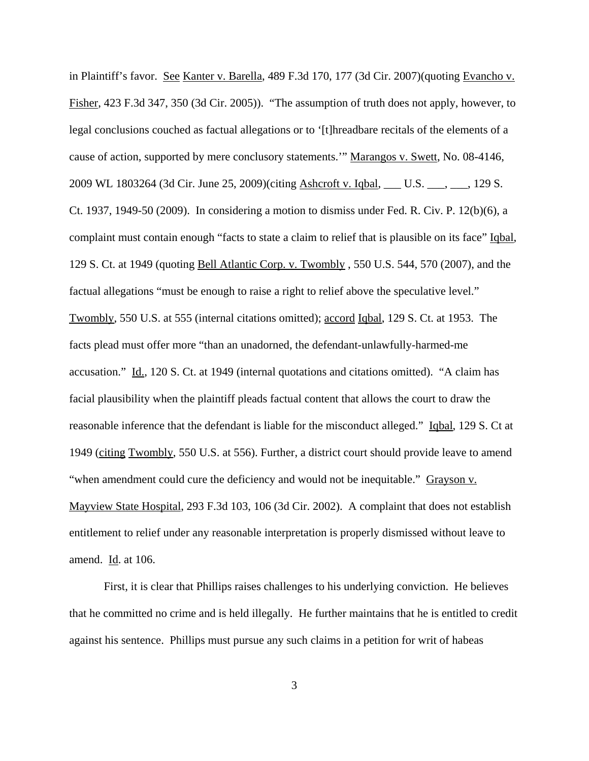in Plaintiff's favor. See Kanter v. Barella, 489 F.3d 170, 177 (3d Cir. 2007)(quoting Evancho v. Fisher, 423 F.3d 347, 350 (3d Cir. 2005)). "The assumption of truth does not apply, however, to legal conclusions couched as factual allegations or to '[t]hreadbare recitals of the elements of a cause of action, supported by mere conclusory statements.'" Marangos v. Swett, No. 08-4146, 2009 WL 1803264 (3d Cir. June 25, 2009)(citing Ashcroft v. Iqbal, ___ U.S. ___, ___, 129 S. Ct. 1937, 1949-50 (2009). In considering a motion to dismiss under Fed. R. Civ. P. 12(b)(6), a complaint must contain enough "facts to state a claim to relief that is plausible on its face" Iqbal, 129 S. Ct. at 1949 (quoting Bell Atlantic Corp. v. Twombly , 550 U.S. 544, 570 (2007), and the factual allegations "must be enough to raise a right to relief above the speculative level." Twombly, 550 U.S. at 555 (internal citations omitted); accord Iqbal, 129 S. Ct. at 1953. The facts plead must offer more "than an unadorned, the defendant-unlawfully-harmed-me accusation." Id., 120 S. Ct. at 1949 (internal quotations and citations omitted). "A claim has facial plausibility when the plaintiff pleads factual content that allows the court to draw the reasonable inference that the defendant is liable for the misconduct alleged." Iqbal, 129 S. Ct at 1949 (citing Twombly, 550 U.S. at 556). Further, a district court should provide leave to amend "when amendment could cure the deficiency and would not be inequitable." Grayson v. Mayview State Hospital, 293 F.3d 103, 106 (3d Cir. 2002). A complaint that does not establish entitlement to relief under any reasonable interpretation is properly dismissed without leave to amend. Id. at 106.

First, it is clear that Phillips raises challenges to his underlying conviction. He believes that he committed no crime and is held illegally. He further maintains that he is entitled to credit against his sentence. Phillips must pursue any such claims in a petition for writ of habeas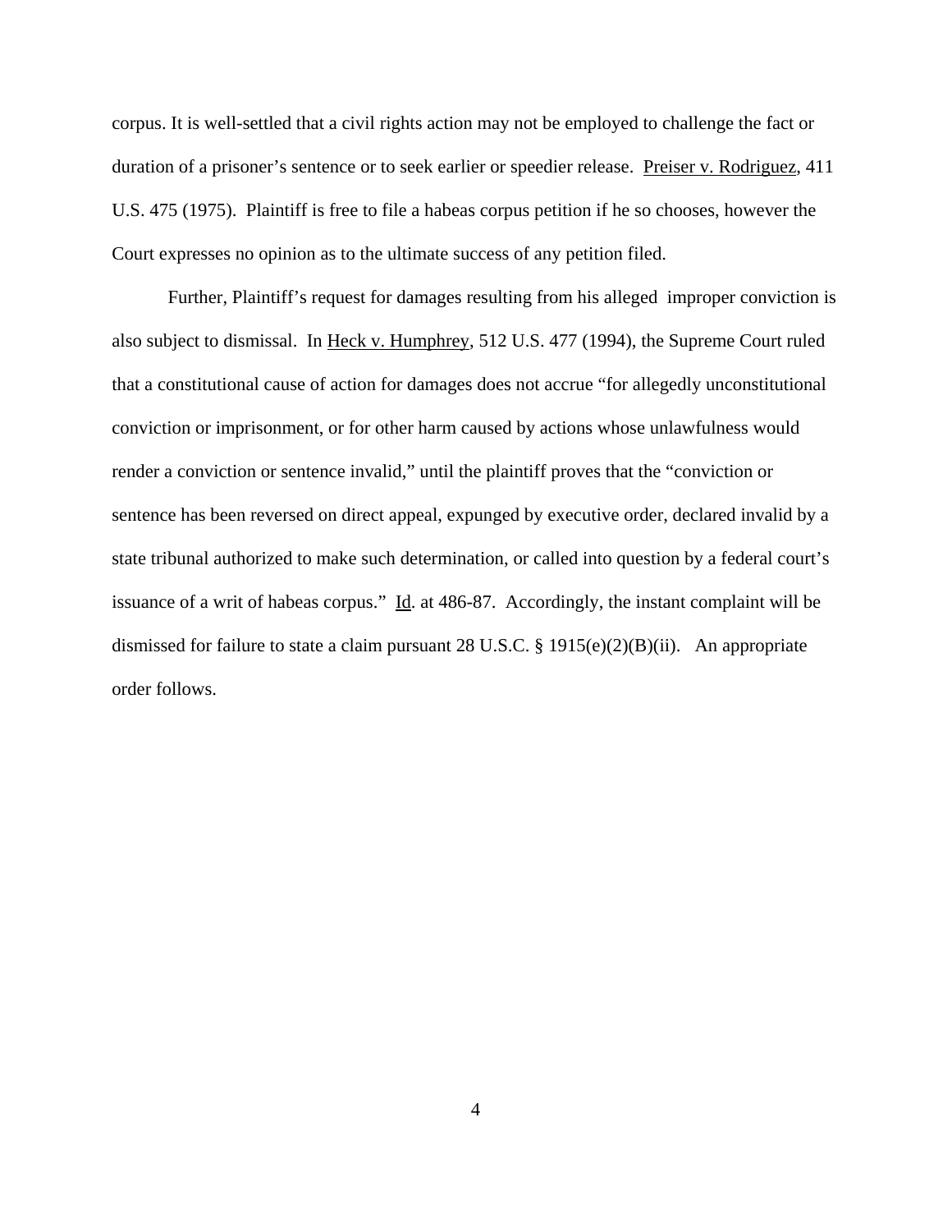corpus. It is well-settled that a civil rights action may not be employed to challenge the fact or duration of a prisoner's sentence or to seek earlier or speedier release. Preiser v. Rodriguez, 411 U.S. 475 (1975). Plaintiff is free to file a habeas corpus petition if he so chooses, however the Court expresses no opinion as to the ultimate success of any petition filed.

Further, Plaintiff's request for damages resulting from his alleged improper conviction is also subject to dismissal. In Heck v. Humphrey, 512 U.S. 477 (1994), the Supreme Court ruled that a constitutional cause of action for damages does not accrue "for allegedly unconstitutional conviction or imprisonment, or for other harm caused by actions whose unlawfulness would render a conviction or sentence invalid," until the plaintiff proves that the "conviction or sentence has been reversed on direct appeal, expunged by executive order, declared invalid by a state tribunal authorized to make such determination, or called into question by a federal court's issuance of a writ of habeas corpus." Id. at 486-87. Accordingly, the instant complaint will be dismissed for failure to state a claim pursuant 28 U.S.C. § 1915(e)(2)(B)(ii). An appropriate order follows.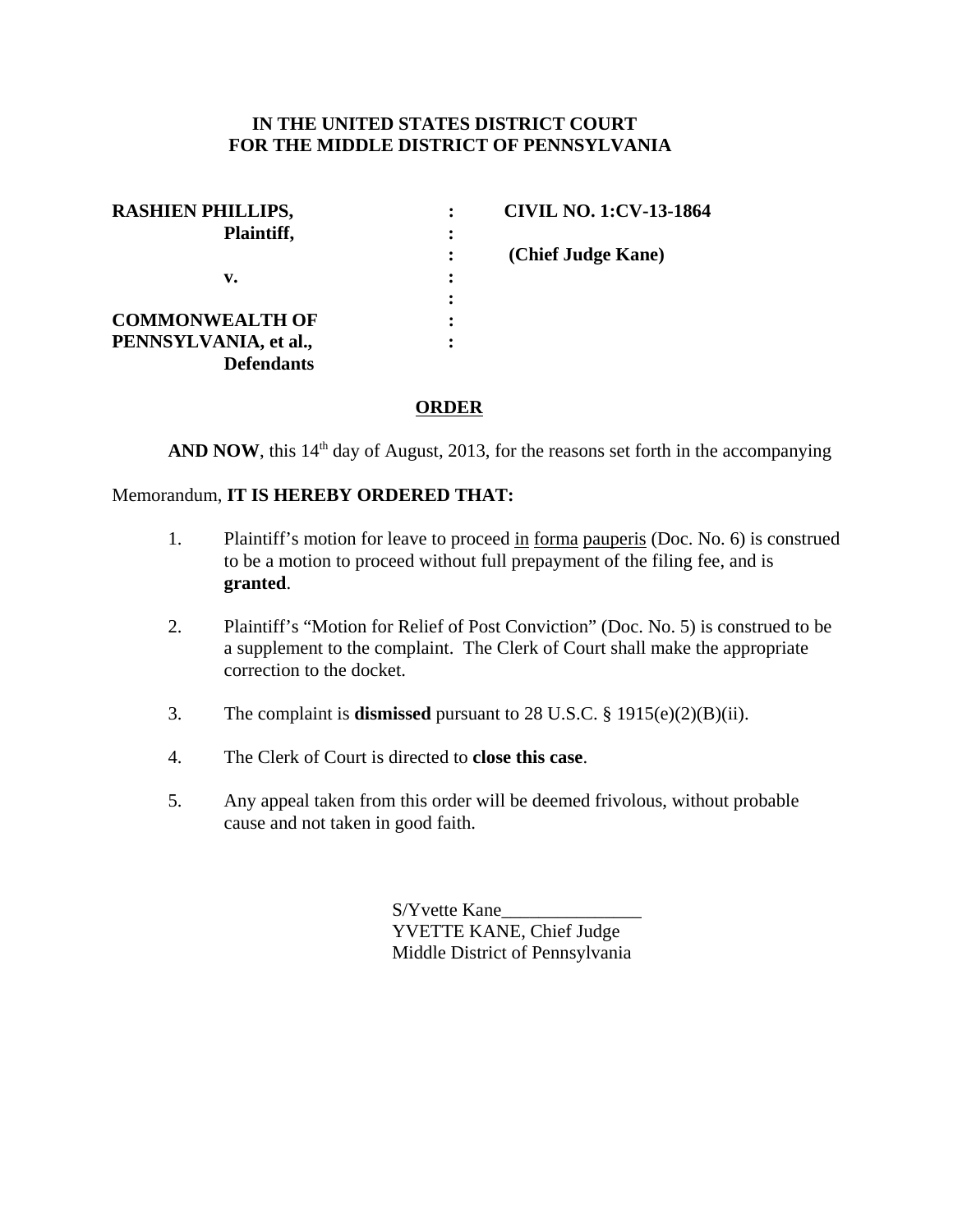IN THE UNITED STATES DISTRICT COURT
FOR THE MIDDLE DISTRICT OF PENNSYLVANIA

| | | |
|---|---|---|
| **RASHIEN PHILLIPS,** | : | **CIVIL NO. 1:CV-13-1864** |
| **Plaintiff,** | : | |
| | : | **(Chief Judge Kane)** |
| **v.** | : | |
| | : | |
| **COMMONWEALTH OF** | : | |
| **PENNSYLVANIA, et al.,** | : | |
| **Defendants** | | |

## ORDER

**AND NOW**, this 14th day of August, 2013, for the reasons set forth in the accompanying Memorandum, **IT IS HEREBY ORDERED THAT:**

1. Plaintiff's motion for leave to proceed in forma pauperis (Doc. No. 6) is construed to be a motion to proceed without full prepayment of the filing fee, and is **granted**.

2. Plaintiff's "Motion for Relief of Post Conviction" (Doc. No. 5) is construed to be a supplement to the complaint. The Clerk of Court shall make the appropriate correction to the docket.

3. The complaint is **dismissed** pursuant to 28 U.S.C. § 1915(e)(2)(B)(ii).

4. The Clerk of Court is directed to **close this case**.

5. Any appeal taken from this order will be deemed frivolous, without probable cause and not taken in good faith.

S/Yvette Kane_______________
YVETTE KANE, Chief Judge
Middle District of Pennsylvania